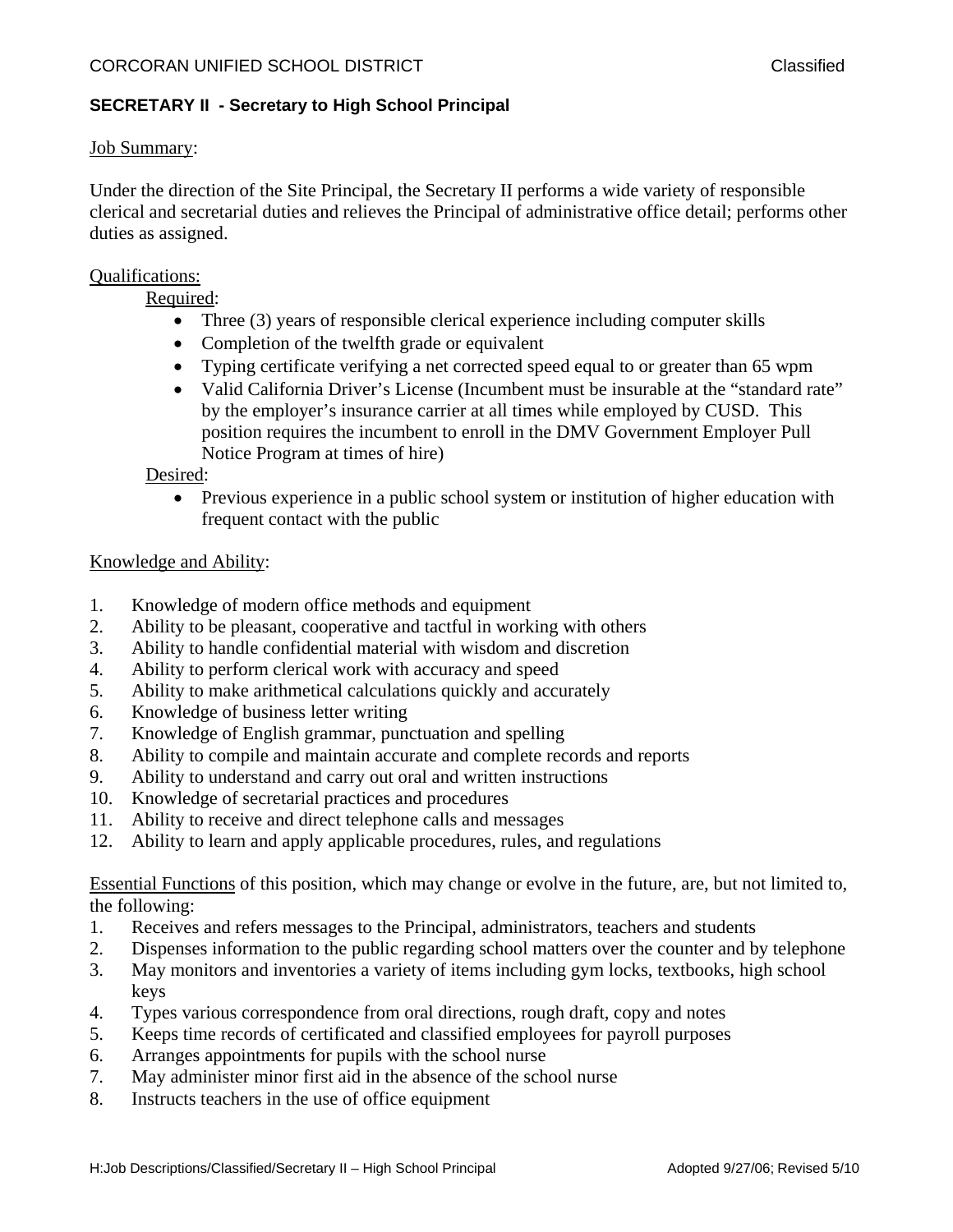CORCORAN UNIFIED SCHOOL DISTRICT Classified

**SECRETARY II - Secretary to High School Principal**

Job Summary:

Under the direction of the Site Principal, the Secretary II performs a wide variety of responsible clerical and secretarial duties and relieves the Principal of administrative office detail; performs other duties as assigned.

Qualifications:

Required:

- Three (3) years of responsible clerical experience including computer skills
- Completion of the twelfth grade or equivalent
- Typing certificate verifying a net corrected speed equal to or greater than 65 wpm
- Valid California Driver's License (Incumbent must be insurable at the "standard rate" by the employer's insurance carrier at all times while employed by CUSD. This position requires the incumbent to enroll in the DMV Government Employer Pull Notice Program at times of hire)

Desired:

- Previous experience in a public school system or institution of higher education with frequent contact with the public

Knowledge and Ability:

1. Knowledge of modern office methods and equipment
2. Ability to be pleasant, cooperative and tactful in working with others
3. Ability to handle confidential material with wisdom and discretion
4. Ability to perform clerical work with accuracy and speed
5. Ability to make arithmetical calculations quickly and accurately
6. Knowledge of business letter writing
7. Knowledge of English grammar, punctuation and spelling
8. Ability to compile and maintain accurate and complete records and reports
9. Ability to understand and carry out oral and written instructions
10. Knowledge of secretarial practices and procedures
11. Ability to receive and direct telephone calls and messages
12. Ability to learn and apply applicable procedures, rules, and regulations

Essential Functions of this position, which may change or evolve in the future, are, but not limited to, the following:

1. Receives and refers messages to the Principal, administrators, teachers and students
2. Dispenses information to the public regarding school matters over the counter and by telephone
3. May monitors and inventories a variety of items including gym locks, textbooks, high school keys
4. Types various correspondence from oral directions, rough draft, copy and notes
5. Keeps time records of certificated and classified employees for payroll purposes
6. Arranges appointments for pupils with the school nurse
7. May administer minor first aid in the absence of the school nurse
8. Instructs teachers in the use of office equipment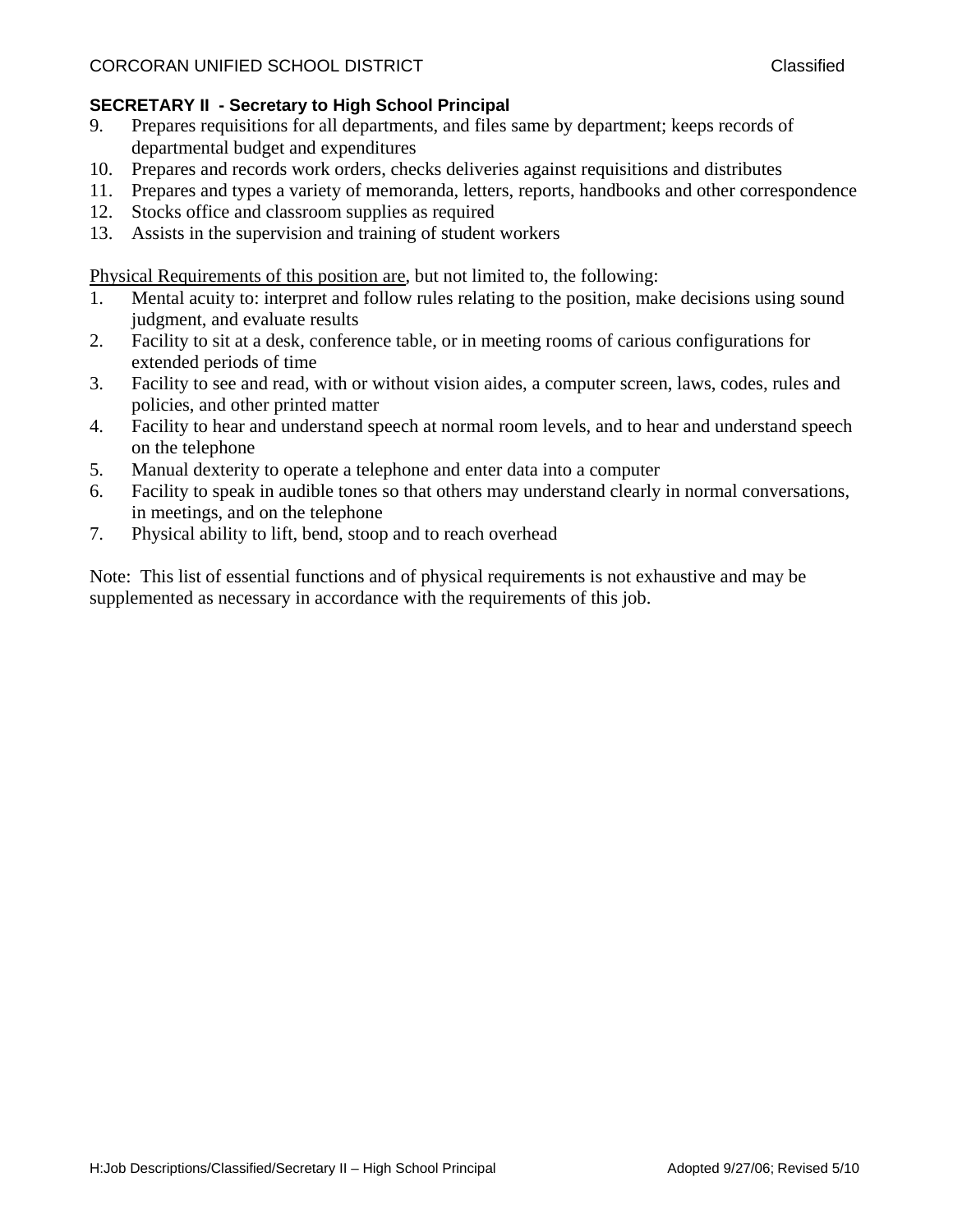**SECRETARY II - Secretary to High School Principal**

9. Prepares requisitions for all departments, and files same by department; keeps records of departmental budget and expenditures
10. Prepares and records work orders, checks deliveries against requisitions and distributes
11. Prepares and types a variety of memoranda, letters, reports, handbooks and other correspondence
12. Stocks office and classroom supplies as required
13. Assists in the supervision and training of student workers

<u>Physical Requirements of this position are</u>, but not limited to, the following:

1. Mental acuity to: interpret and follow rules relating to the position, make decisions using sound judgment, and evaluate results
2. Facility to sit at a desk, conference table, or in meeting rooms of carious configurations for extended periods of time
3. Facility to see and read, with or without vision aides, a computer screen, laws, codes, rules and policies, and other printed matter
4. Facility to hear and understand speech at normal room levels, and to hear and understand speech on the telephone
5. Manual dexterity to operate a telephone and enter data into a computer
6. Facility to speak in audible tones so that others may understand clearly in normal conversations, in meetings, and on the telephone
7. Physical ability to lift, bend, stoop and to reach overhead

Note: This list of essential functions and of physical requirements is not exhaustive and may be supplemented as necessary in accordance with the requirements of this job.